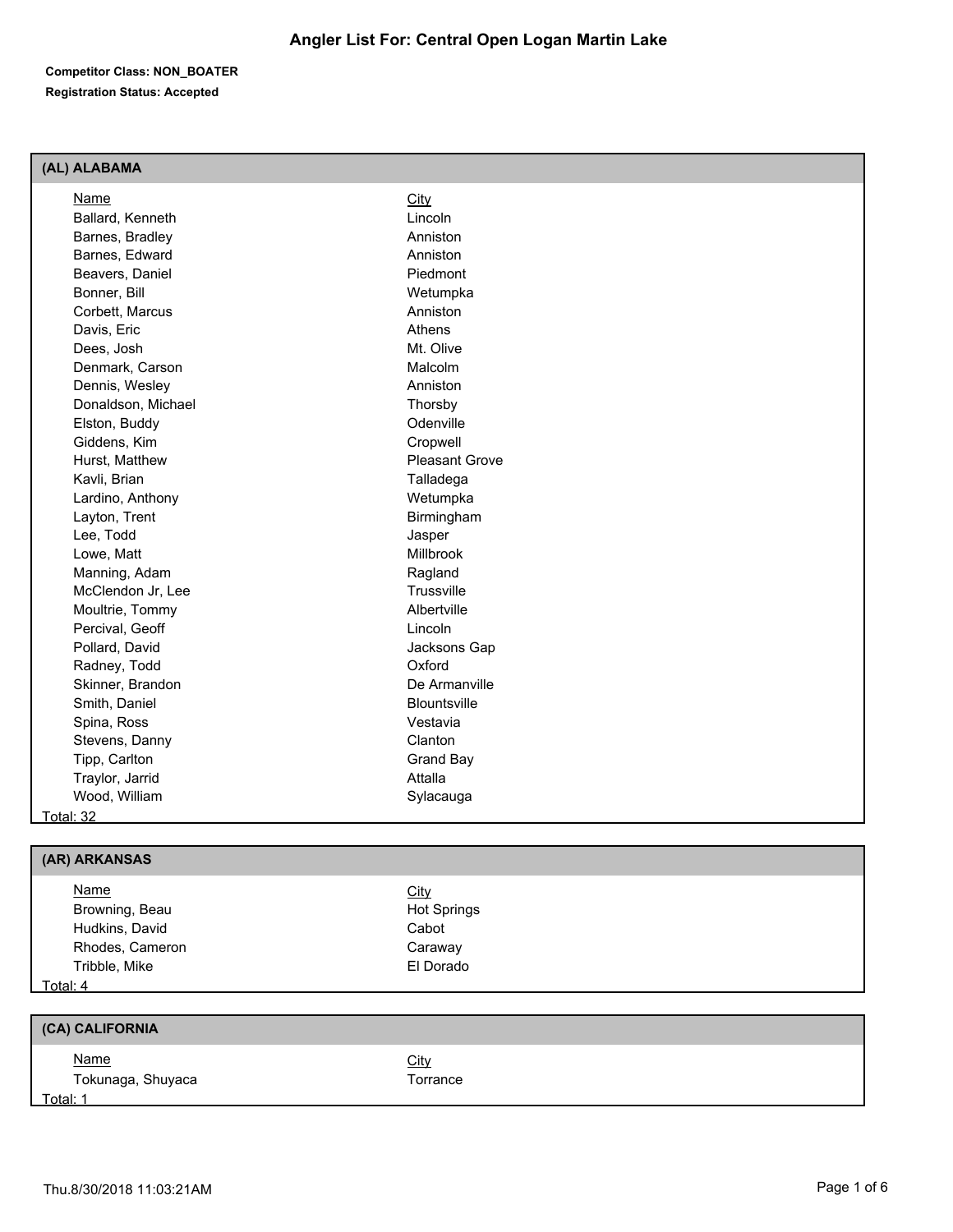# Angler List For: Central Open Logan Martin Lake

**Competitor Class: NON_BOATER**

**Registration Status: Accepted**

## (AL) ALABAMA

| Name | City |
| --- | --- |
| Ballard, Kenneth | Lincoln |
| Barnes, Bradley | Anniston |
| Barnes, Edward | Anniston |
| Beavers, Daniel | Piedmont |
| Bonner, Bill | Wetumpka |
| Corbett, Marcus | Anniston |
| Davis, Eric | Athens |
| Dees, Josh | Mt. Olive |
| Denmark, Carson | Malcolm |
| Dennis, Wesley | Anniston |
| Donaldson, Michael | Thorsby |
| Elston, Buddy | Odenville |
| Giddens, Kim | Cropwell |
| Hurst, Matthew | Pleasant Grove |
| Kavli, Brian | Talladega |
| Lardino, Anthony | Wetumpka |
| Layton, Trent | Birmingham |
| Lee, Todd | Jasper |
| Lowe, Matt | Millbrook |
| Manning, Adam | Ragland |
| McClendon Jr, Lee | Trussville |
| Moultrie, Tommy | Albertville |
| Percival, Geoff | Lincoln |
| Pollard, David | Jacksons Gap |
| Radney, Todd | Oxford |
| Skinner, Brandon | De Armanville |
| Smith, Daniel | Blountsville |
| Spina, Ross | Vestavia |
| Stevens, Danny | Clanton |
| Tipp, Carlton | Grand Bay |
| Traylor, Jarrid | Attalla |
| Wood, William | Sylacauga |

Total: 32

## (AR) ARKANSAS

| Name | City |
| --- | --- |
| Browning, Beau | Hot Springs |
| Hudkins, David | Cabot |
| Rhodes, Cameron | Caraway |
| Tribble, Mike | El Dorado |

Total: 4

## (CA) CALIFORNIA

| Name | City |
| --- | --- |
| Tokunaga, Shuyaca | Torrance |

Total: 1

Thu.8/30/2018 11:03:21AM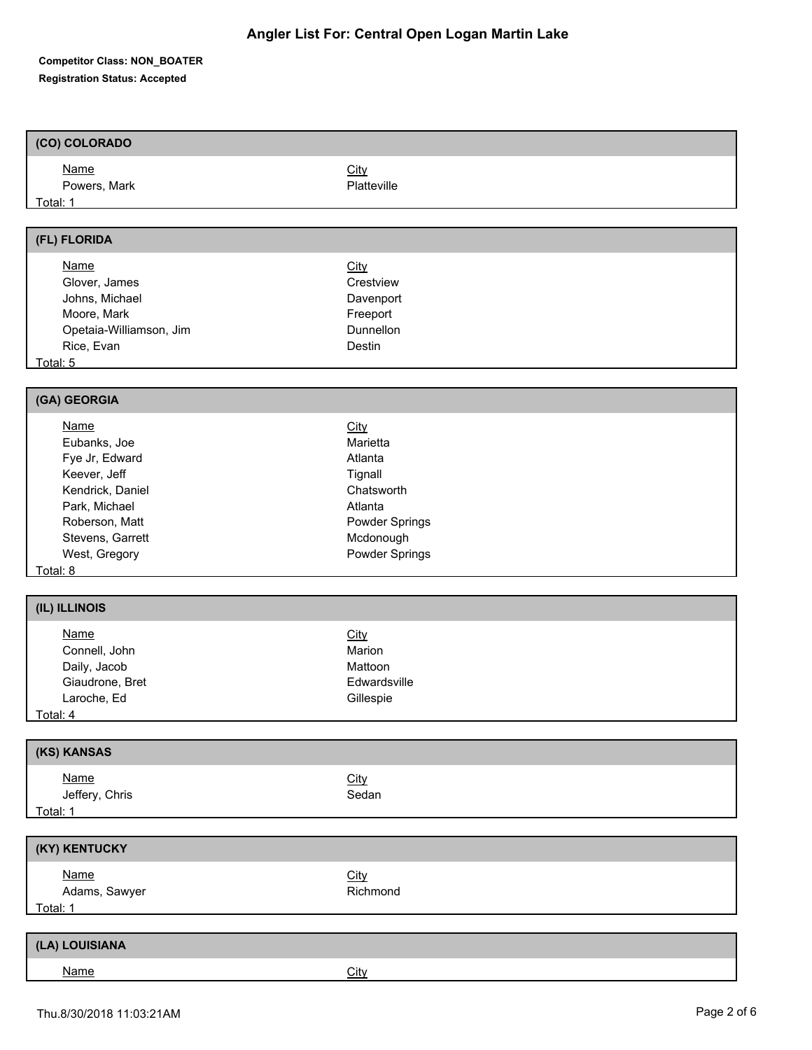# Angler List For: Central Open Logan Martin Lake

**Competitor Class: NON_BOATER**

**Registration Status: Accepted**

## (CO) COLORADO

| Name | City |
| --- | --- |
| Powers, Mark | Platteville |

Total: 1

## (FL) FLORIDA

| Name | City |
| --- | --- |
| Glover, James | Crestview |
| Johns, Michael | Davenport |
| Moore, Mark | Freeport |
| Opetaia-Williamson, Jim | Dunnellon |
| Rice, Evan | Destin |

Total: 5

## (GA) GEORGIA

| Name | City |
| --- | --- |
| Eubanks, Joe | Marietta |
| Fye Jr, Edward | Atlanta |
| Keever, Jeff | Tignall |
| Kendrick, Daniel | Chatsworth |
| Park, Michael | Atlanta |
| Roberson, Matt | Powder Springs |
| Stevens, Garrett | Mcdonough |
| West, Gregory | Powder Springs |

Total: 8

## (IL) ILLINOIS

| Name | City |
| --- | --- |
| Connell, John | Marion |
| Daily, Jacob | Mattoon |
| Giaudrone, Bret | Edwardsville |
| Laroche, Ed | Gillespie |

Total: 4

## (KS) KANSAS

| Name | City |
| --- | --- |
| Jeffery, Chris | Sedan |

Total: 1

## (KY) KENTUCKY

| Name | City |
| --- | --- |
| Adams, Sawyer | Richmond |

Total: 1

## (LA) LOUISIANA

| Name | City |
| --- | --- |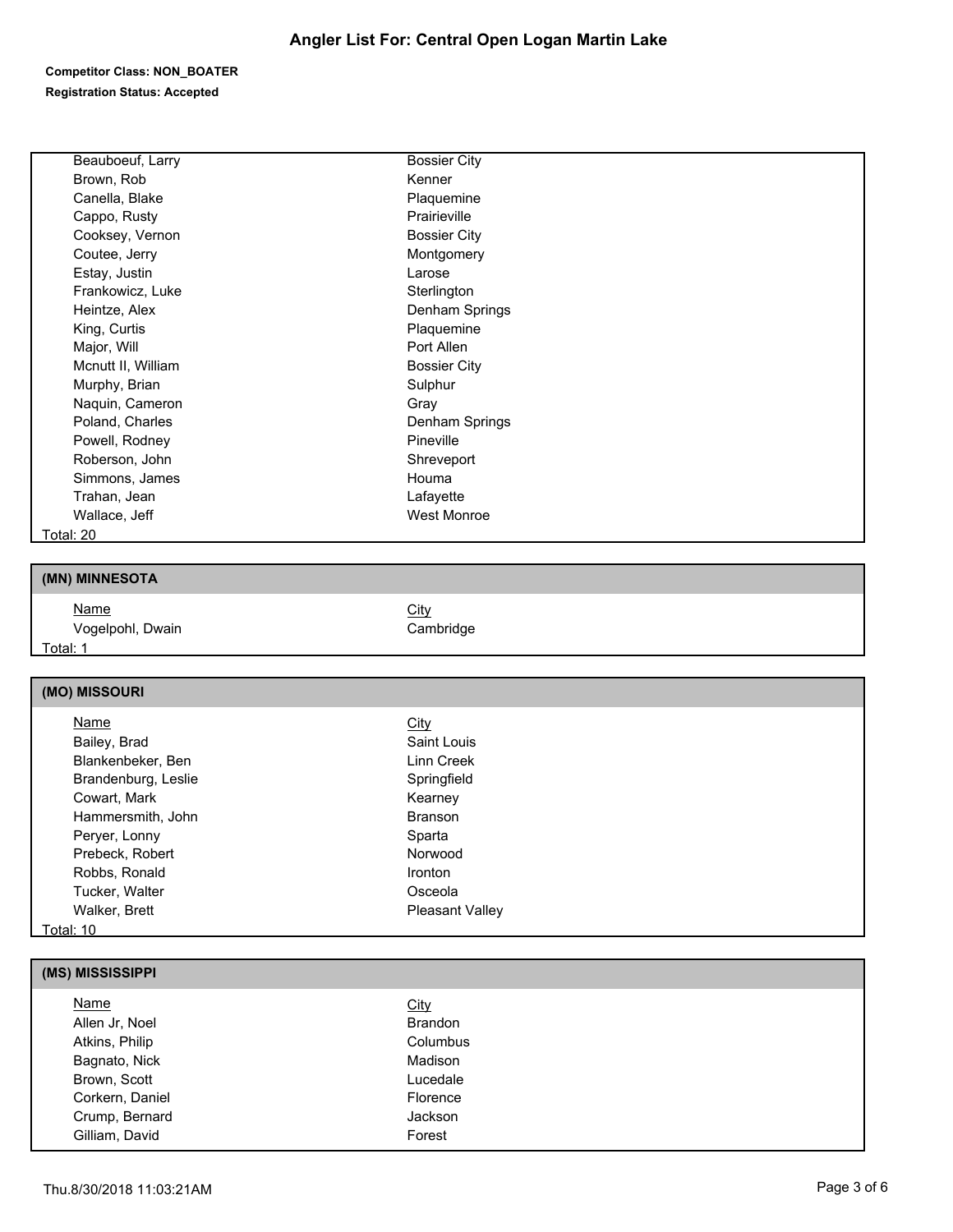# Angler List For: Central Open Logan Martin Lake

**Competitor Class: NON_BOATER**

**Registration Status: Accepted**

| Name | City |
|---|---|
| Beauboeuf, Larry | Bossier City |
| Brown, Rob | Kenner |
| Canella, Blake | Plaquemine |
| Cappo, Rusty | Prairieville |
| Cooksey, Vernon | Bossier City |
| Coutee, Jerry | Montgomery |
| Estay, Justin | Larose |
| Frankowicz, Luke | Sterlington |
| Heintze, Alex | Denham Springs |
| King, Curtis | Plaquemine |
| Major, Will | Port Allen |
| Mcnutt II, William | Bossier City |
| Murphy, Brian | Sulphur |
| Naquin, Cameron | Gray |
| Poland, Charles | Denham Springs |
| Powell, Rodney | Pineville |
| Roberson, John | Shreveport |
| Simmons, James | Houma |
| Trahan, Jean | Lafayette |
| Wallace, Jeff | West Monroe |

Total: 20

## (MN) MINNESOTA

| Name | City |
|---|---|
| Vogelpohl, Dwain | Cambridge |

Total: 1

## (MO) MISSOURI

| Name | City |
|---|---|
| Bailey, Brad | Saint Louis |
| Blankenbeker, Ben | Linn Creek |
| Brandenburg, Leslie | Springfield |
| Cowart, Mark | Kearney |
| Hammersmith, John | Branson |
| Peryer, Lonny | Sparta |
| Prebeck, Robert | Norwood |
| Robbs, Ronald | Ironton |
| Tucker, Walter | Osceola |
| Walker, Brett | Pleasant Valley |

Total: 10

## (MS) MISSISSIPPI

| Name | City |
|---|---|
| Allen Jr, Noel | Brandon |
| Atkins, Philip | Columbus |
| Bagnato, Nick | Madison |
| Brown, Scott | Lucedale |
| Corkern, Daniel | Florence |
| Crump, Bernard | Jackson |
| Gilliam, David | Forest |

Thu.8/30/2018 11:03:21AM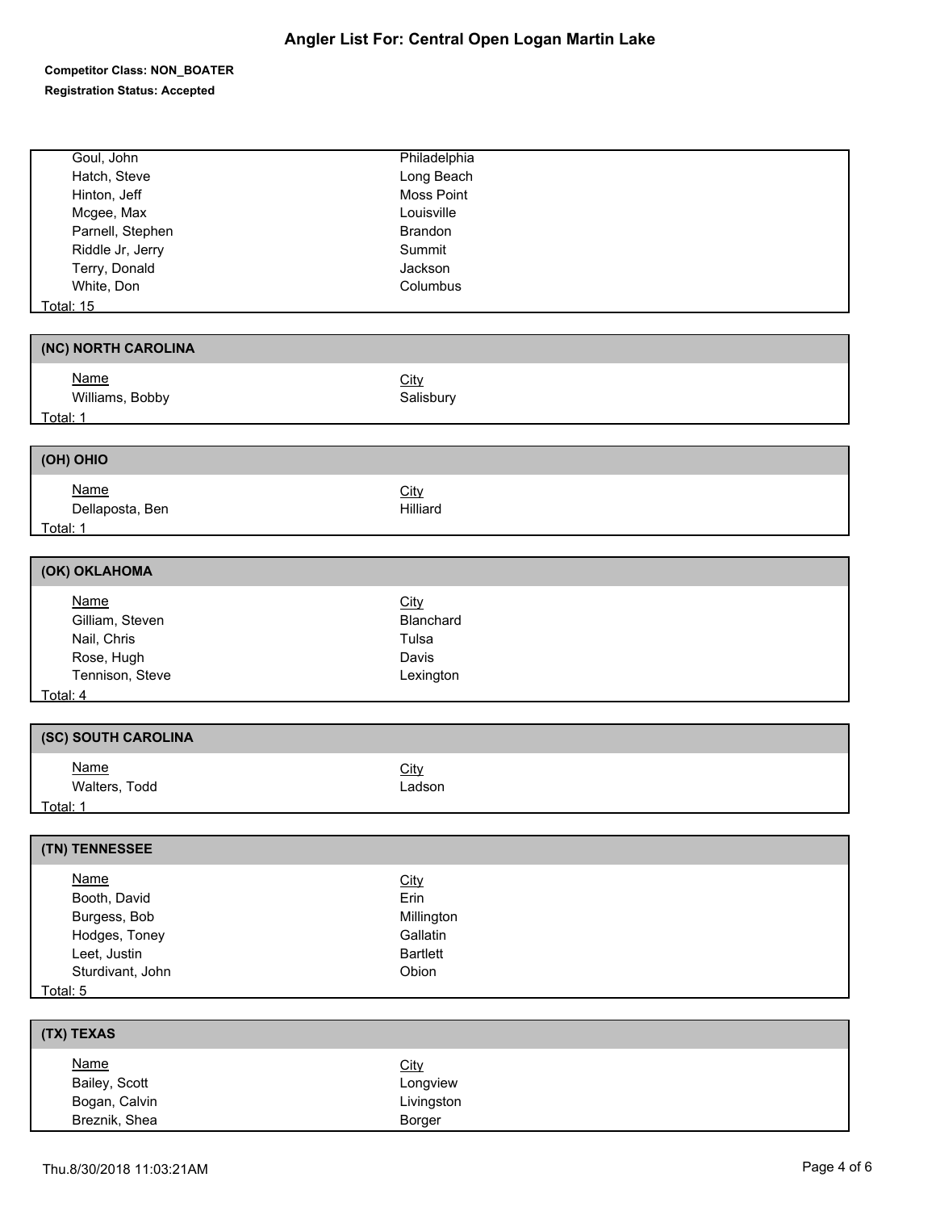# Angler List For: Central Open Logan Martin Lake

**Competitor Class: NON_BOATER**

**Registration Status: Accepted**

| Name | City |
|---|---|
| Goul, John | Philadelphia |
| Hatch, Steve | Long Beach |
| Hinton, Jeff | Moss Point |
| Mcgee, Max | Louisville |
| Parnell, Stephen | Brandon |
| Riddle Jr, Jerry | Summit |
| Terry, Donald | Jackson |
| White, Don | Columbus |

Total: 15

## (NC) NORTH CAROLINA

| Name | City |
|---|---|
| Williams, Bobby | Salisbury |

Total: 1

## (OH) OHIO

| Name | City |
|---|---|
| Dellaposta, Ben | Hilliard |

Total: 1

## (OK) OKLAHOMA

| Name | City |
|---|---|
| Gilliam, Steven | Blanchard |
| Nail, Chris | Tulsa |
| Rose, Hugh | Davis |
| Tennison, Steve | Lexington |

Total: 4

## (SC) SOUTH CAROLINA

| Name | City |
|---|---|
| Walters, Todd | Ladson |

Total: 1

## (TN) TENNESSEE

| Name | City |
|---|---|
| Booth, David | Erin |
| Burgess, Bob | Millington |
| Hodges, Toney | Gallatin |
| Leet, Justin | Bartlett |
| Sturdivant, John | Obion |

Total: 5

## (TX) TEXAS

| Name | City |
|---|---|
| Bailey, Scott | Longview |
| Bogan, Calvin | Livingston |
| Breznik, Shea | Borger |

Thu.8/30/2018 11:03:21AM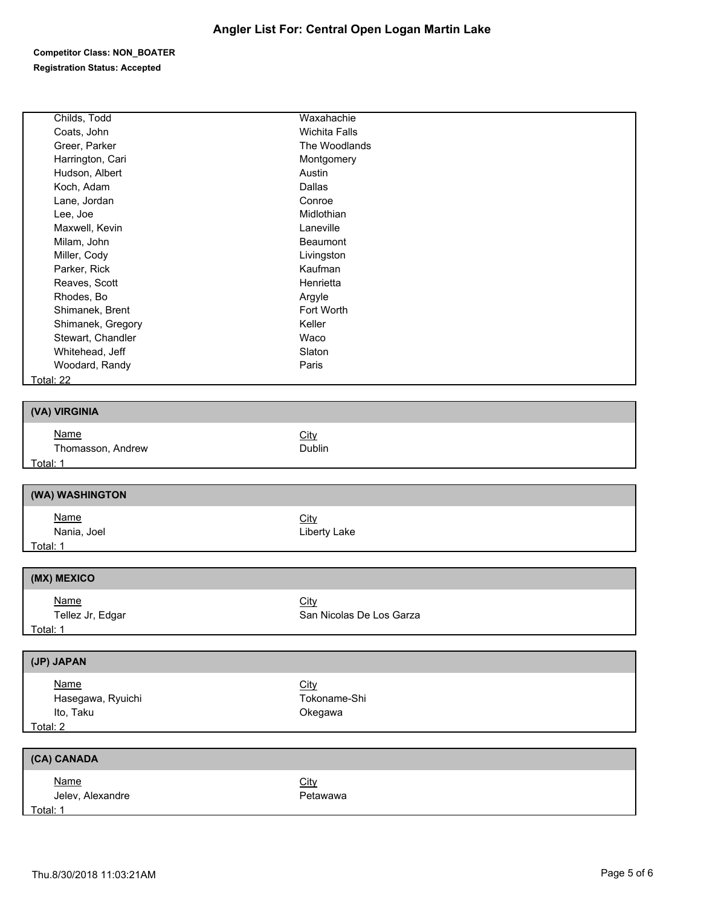# Angler List For: Central Open Logan Martin Lake

**Competitor Class: NON_BOATER**

**Registration Status: Accepted**

| Name | City |
|---|---|
| Childs, Todd | Waxahachie |
| Coats, John | Wichita Falls |
| Greer, Parker | The Woodlands |
| Harrington, Cari | Montgomery |
| Hudson, Albert | Austin |
| Koch, Adam | Dallas |
| Lane, Jordan | Conroe |
| Lee, Joe | Midlothian |
| Maxwell, Kevin | Laneville |
| Milam, John | Beaumont |
| Miller, Cody | Livingston |
| Parker, Rick | Kaufman |
| Reaves, Scott | Henrietta |
| Rhodes, Bo | Argyle |
| Shimanek, Brent | Fort Worth |
| Shimanek, Gregory | Keller |
| Stewart, Chandler | Waco |
| Whitehead, Jeff | Slaton |
| Woodard, Randy | Paris |

Total: 22

## (VA) VIRGINIA

| Name | City |
|---|---|
| Thomasson, Andrew | Dublin |

Total: 1

## (WA) WASHINGTON

| Name | City |
|---|---|
| Nania, Joel | Liberty Lake |

Total: 1

## (MX) MEXICO

| Name | City |
|---|---|
| Tellez Jr, Edgar | San Nicolas De Los Garza |

Total: 1

## (JP) JAPAN

| Name | City |
|---|---|
| Hasegawa, Ryuichi | Tokoname-Shi |
| Ito, Taku | Okegawa |

Total: 2

## (CA) CANADA

| Name | City |
|---|---|
| Jelev, Alexandre | Petawawa |

Total: 1

Thu.8/30/2018 11:03:21AM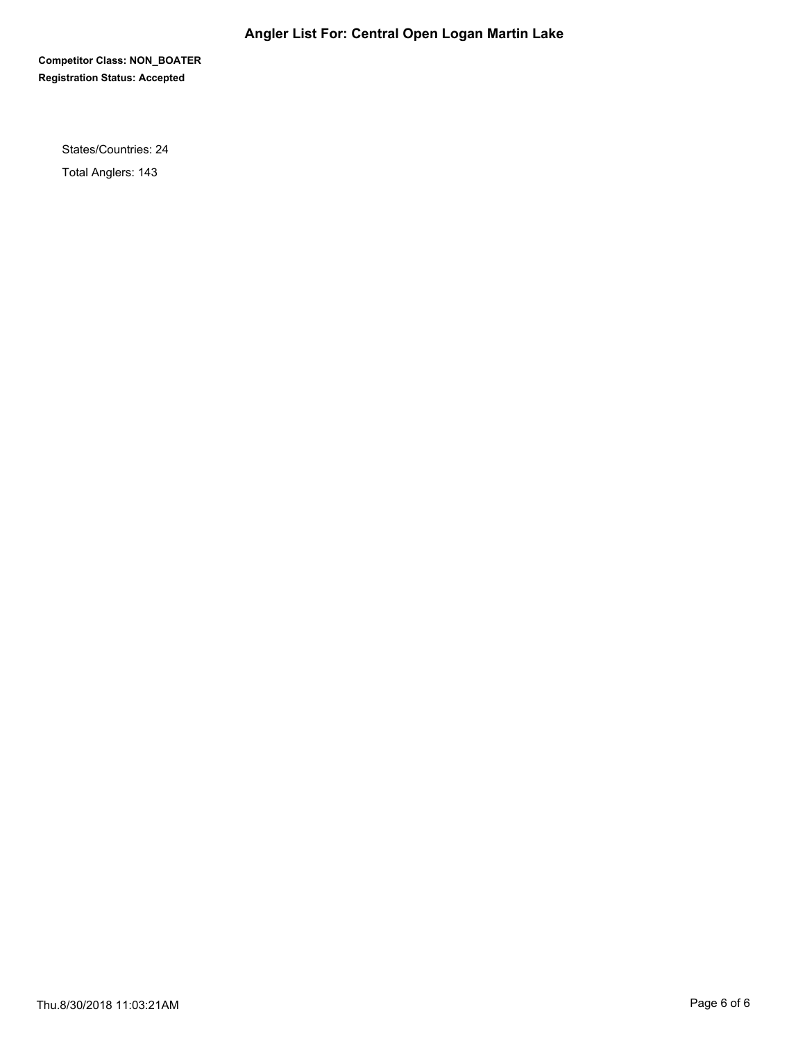# Angler List For: Central Open Logan Martin Lake

**Competitor Class: NON_BOATER**

**Registration Status: Accepted**

States/Countries: 24

Total Anglers: 143

Thu.8/30/2018 11:03:21AM